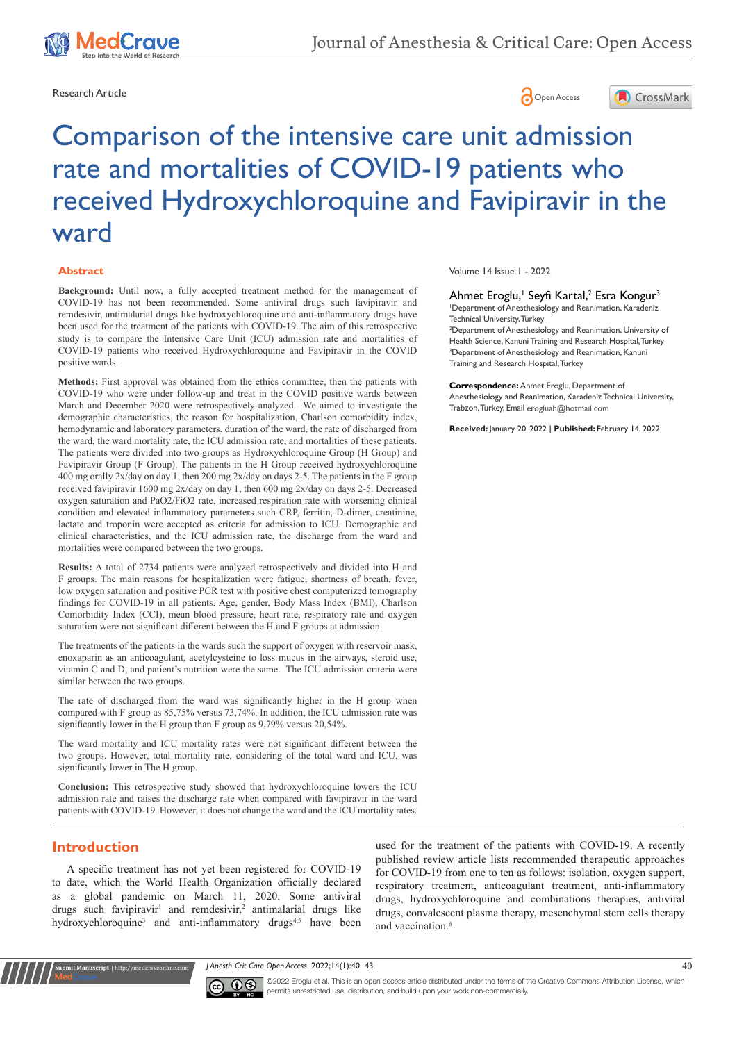Research Article

Open Access

# Comparison of the intensive care unit admission rate and mortalities of COVID-19 patients who received Hydroxychloroquine and Favipiravir in the ward

Ahmet Eroglu,[1] Seyfi Kartal,[2] Esra Kongur[3]

[1]Department of Anesthesiology and Reanimation, Karadeniz Technical University, Turkey

[2]Department of Anesthesiology and Reanimation, University of Health Science, Kanuni Training and Research Hospital, Turkey

[3]Department of Anesthesiology and Reanimation, Kanuni Training and Research Hospital, Turkey

**Correspondence:** Ahmet Eroglu, Department of Anesthesiology and Reanimation, Karadeniz Technical University, Trabzon, Turkey, Email erogluah@hotmail.com

**Received:** January 20, 2022 | **Published:** February 14, 2022

## Abstract

**Background:** Until now, a fully accepted treatment method for the management of COVID-19 has not been recommended. Some antiviral drugs such favipiravir and remdesivir, antimalarial drugs like hydroxychloroquine and anti-inflammatory drugs have been used for the treatment of the patients with COVID-19. The aim of this retrospective study is to compare the Intensive Care Unit (ICU) admission rate and mortalities of COVID-19 patients who received Hydroxychloroquine and Favipiravir in the COVID positive wards.

**Methods:** First approval was obtained from the ethics committee, then the patients with COVID-19 who were under follow-up and treat in the COVID positive wards between March and December 2020 were retrospectively analyzed. We aimed to investigate the demographic characteristics, the reason for hospitalization, Charlson comorbidity index, hemodynamic and laboratory parameters, duration of the ward, the rate of discharged from the ward, the ward mortality rate, the ICU admission rate, and mortalities of these patients. The patients were divided into two groups as Hydroxychloroquine Group (H Group) and Favipiravir Group (F Group). The patients in the H Group received hydroxychloroquine 400 mg orally 2x/day on day 1, then 200 mg 2x/day on days 2-5. The patients in the F group received favipiravir 1600 mg 2x/day on day 1, then 600 mg 2x/day on days 2-5. Decreased oxygen saturation and $PaO_2/FiO_2$ rate, increased respiration rate with worsening clinical condition and elevated inflammatory parameters such CRP, ferritin, D-dimer, creatinine, lactate and troponin were accepted as criteria for admission to ICU. Demographic and clinical characteristics, and the ICU admission rate, the discharge from the ward and mortalities were compared between the two groups.

**Results:** A total of 2734 patients were analyzed retrospectively and divided into H and F groups. The main reasons for hospitalization were fatigue, shortness of breath, fever, low oxygen saturation and positive PCR test with positive chest computerized tomography findings for COVID-19 in all patients. Age, gender, Body Mass Index (BMI), Charlson Comorbidity Index (CCI), mean blood pressure, heart rate, respiratory rate and oxygen saturation were not significant different between the H and F groups at admission.

The treatments of the patients in the wards such the support of oxygen with reservoir mask, enoxaparin as an anticoagulant, acetylcysteine to loss mucus in the airways, steroid use, vitamin C and D, and patient's nutrition were the same. The ICU admission criteria were similar between the two groups.

The rate of discharged from the ward was significantly higher in the H group when compared with F group as 85,75% versus 73,74%. In addition, the ICU admission rate was significantly lower in the H group than F group as 9,79% versus 20,54%.

The ward mortality and ICU mortality rates were not significant different between the two groups. However, total mortality rate, considering of the total ward and ICU, was significantly lower in The H group.

**Conclusion:** This retrospective study showed that hydroxychloroquine lowers the ICU admission rate and raises the discharge rate when compared with favipiravir in the ward patients with COVID-19. However, it does not change the ward and the ICU mortality rates.

## Introduction

A specific treatment has not yet been registered for COVID-19 to date, which the World Health Organization officially declared as a global pandemic on March 11, 2020. Some antiviral drugs such favipiravir[1] and remdesivir,[2] antimalarial drugs like hydroxychloroquine[3] and anti-inflammatory drugs[4,5] have been used for the treatment of the patients with COVID-19. A recently published review article lists recommended therapeutic approaches for COVID-19 from one to ten as follows: isolation, oxygen support, respiratory treatment, anticoagulant treatment, anti-inflammatory drugs, hydroxychloroquine and combinations therapies, antiviral drugs, convalescent plasma therapy, mesenchymal stem cells therapy and vaccination.[6]

©2022 Eroglu et al. This is an open access article distributed under the terms of the Creative Commons Attribution License, which permits unrestricted use, distribution, and build upon your work non-commercially.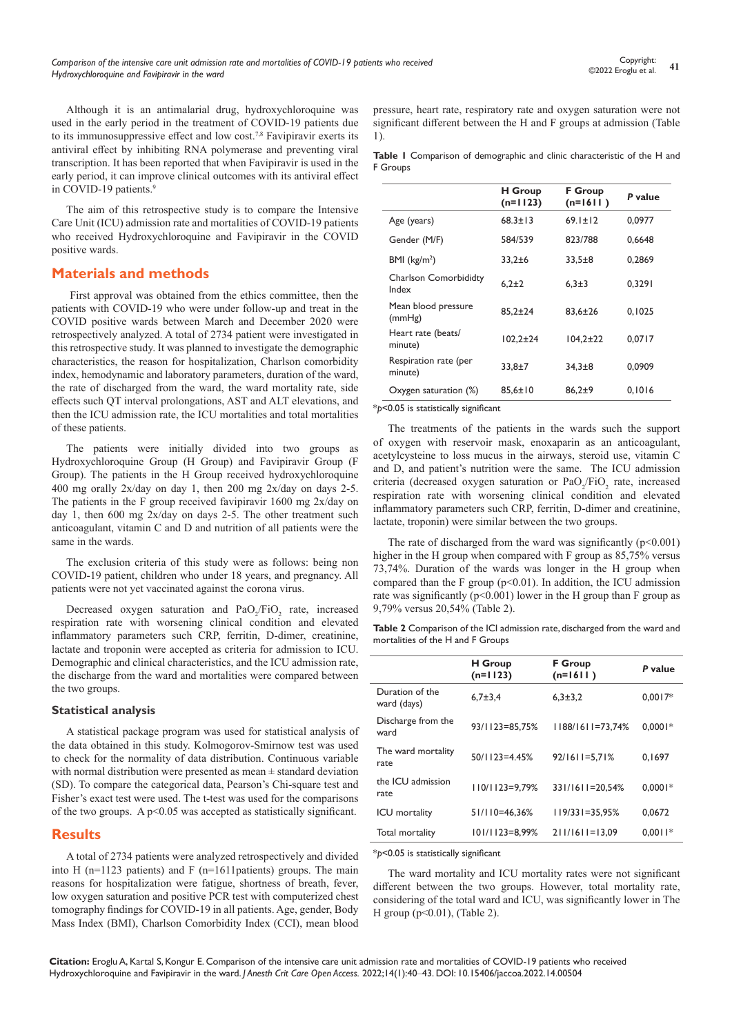Although it is an antimalarial drug, hydroxychloroquine was used in the early period in the treatment of COVID-19 patients due to its immunosuppressive effect and low cost.[7,8] Favipiravir exerts its antiviral effect by inhibiting RNA polymerase and preventing viral transcription. It has been reported that when Favipiravir is used in the early period, it can improve clinical outcomes with its antiviral effect in COVID-19 patients.[9]

The aim of this retrospective study is to compare the Intensive Care Unit (ICU) admission rate and mortalities of COVID-19 patients who received Hydroxychloroquine and Favipiravir in the COVID positive wards.

## Materials and methods

First approval was obtained from the ethics committee, then the patients with COVID-19 who were under follow-up and treat in the COVID positive wards between March and December 2020 were retrospectively analyzed. A total of 2734 patient were investigated in this retrospective study. It was planned to investigate the demographic characteristics, the reason for hospitalization, Charlson comorbidity index, hemodynamic and laboratory parameters, duration of the ward, the rate of discharged from the ward, the ward mortality rate, side effects such QT interval prolongations, AST and ALT elevations, and then the ICU admission rate, the ICU mortalities and total mortalities of these patients.

The patients were initially divided into two groups as Hydroxychloroquine Group (H Group) and Favipiravir Group (F Group). The patients in the H Group received hydroxychloroquine 400 mg orally 2x/day on day 1, then 200 mg 2x/day on days 2-5. The patients in the F group received favipiravir 1600 mg 2x/day on day 1, then 600 mg 2x/day on days 2-5. The other treatment such anticoagulant, vitamin C and D and nutrition of all patients were the same in the wards.

The exclusion criteria of this study were as follows: being non COVID-19 patient, children who under 18 years, and pregnancy. All patients were not yet vaccinated against the corona virus.

Decreased oxygen saturation and $PaO_2/FiO_2$ rate, increased respiration rate with worsening clinical condition and elevated inflammatory parameters such CRP, ferritin, D-dimer, creatinine, lactate and troponin were accepted as criteria for admission to ICU. Demographic and clinical characteristics, and the ICU admission rate, the discharge from the ward and mortalities were compared between the two groups.

### Statistical analysis

A statistical package program was used for statistical analysis of the data obtained in this study. Kolmogorov-Smirnov test was used to check for the normality of data distribution. Continuous variable with normal distribution were presented as mean ± standard deviation (SD). To compare the categorical data, Pearson's Chi-square test and Fisher's exact test were used. The t-test was used for the comparisons of the two groups. A $p<0.05$ was accepted as statistically significant.

## Results

A total of 2734 patients were analyzed retrospectively and divided into H (n=1123 patients) and F (n=1611patients) groups. The main reasons for hospitalization were fatigue, shortness of breath, fever, low oxygen saturation and positive PCR test with computerized chest tomography findings for COVID-19 in all patients. Age, gender, Body Mass Index (BMI), Charlson Comorbidity Index (CCI), mean blood pressure, heart rate, respiratory rate and oxygen saturation were not significant different between the H and F groups at admission (Table 1).

**Table 1** Comparison of demographic and clinic characteristic of the H and F Groups

| | H Group (n=1123) | F Group (n=1611 ) | *P* value |
|---|---|---|---|
| Age (years) | 68.3±13 | 69.1±12 | 0,0977 |
| Gender (M/F) | 584/539 | 823/788 | 0,6648 |
| BMI (kg/m$^2$) | 33,2±6 | 33,5±8 | 0,2869 |
| Charlson Comorbididty Index | 6,2±2 | 6,3±3 | 0,3291 |
| Mean blood pressure (mmHg) | 85,2±24 | 83,6±26 | 0,1025 |
| Heart rate (beats/ minute) | 102,2±24 | 104,2±22 | 0,0717 |
| Respiration rate (per minute) | 33,8±7 | 34,3±8 | 0,0909 |
| Oxygen saturation (%) | 85,6±10 | 86,2±9 | 0,1016 |

*$p<0.05$ is statistically significant

The treatments of the patients in the wards such the support of oxygen with reservoir mask, enoxaparin as an anticoagulant, acetylcysteine to loss mucus in the airways, steroid use, vitamin C and D, and patient's nutrition were the same. The ICU admission criteria (decreased oxygen saturation or $PaO_2/FiO_2$ rate, increased respiration rate with worsening clinical condition and elevated inflammatory parameters such CRP, ferritin, D-dimer and creatinine, lactate, troponin) were similar between the two groups.

The rate of discharged from the ward was significantly ($p<0.001$) higher in the H group when compared with F group as 85,75% versus 73,74%. Duration of the wards was longer in the H group when compared than the F group ($p<0.01$). In addition, the ICU admission rate was significantly ($p<0.001$) lower in the H group than F group as 9,79% versus 20,54% (Table 2).

**Table 2** Comparison of the ICI admission rate, discharged from the ward and mortalities of the H and F Groups

| | H Group (n=1123) | F Group (n=1611 ) | *P* value |
|---|---|---|---|
| Duration of the ward (days) | 6,7±3,4 | 6,3±3,2 | 0,0017* |
| Discharge from the ward | 93/1123=85,75% | 1188/1611=73,74% | 0,0001* |
| The ward mortality rate | 50/1123=4.45% | 92/1611=5,71% | 0,1697 |
| the ICU admission rate | 110/1123=9,79% | 331/1611=20,54% | 0,0001* |
| ICU mortality | 51/110=46,36% | 119/331=35,95% | 0,0672 |
| Total mortality | 101/1123=8,99% | 211/1611=13,09 | 0,0011* |

*$p<0.05$ is statistically significant

The ward mortality and ICU mortality rates were not significant different between the two groups. However, total mortality rate, considering of the total ward and ICU, was significantly lower in The H group ($p<0.01$), (Table 2).

**Citation:** Eroglu A, Kartal S, Kongur E. Comparison of the intensive care unit admission rate and mortalities of COVID-19 patients who received Hydroxychloroquine and Favipiravir in the ward. *J Anesth Crit Care Open Access.* 2022;14(1):40‒43. DOI: 10.15406/jaccoa.2022.14.00504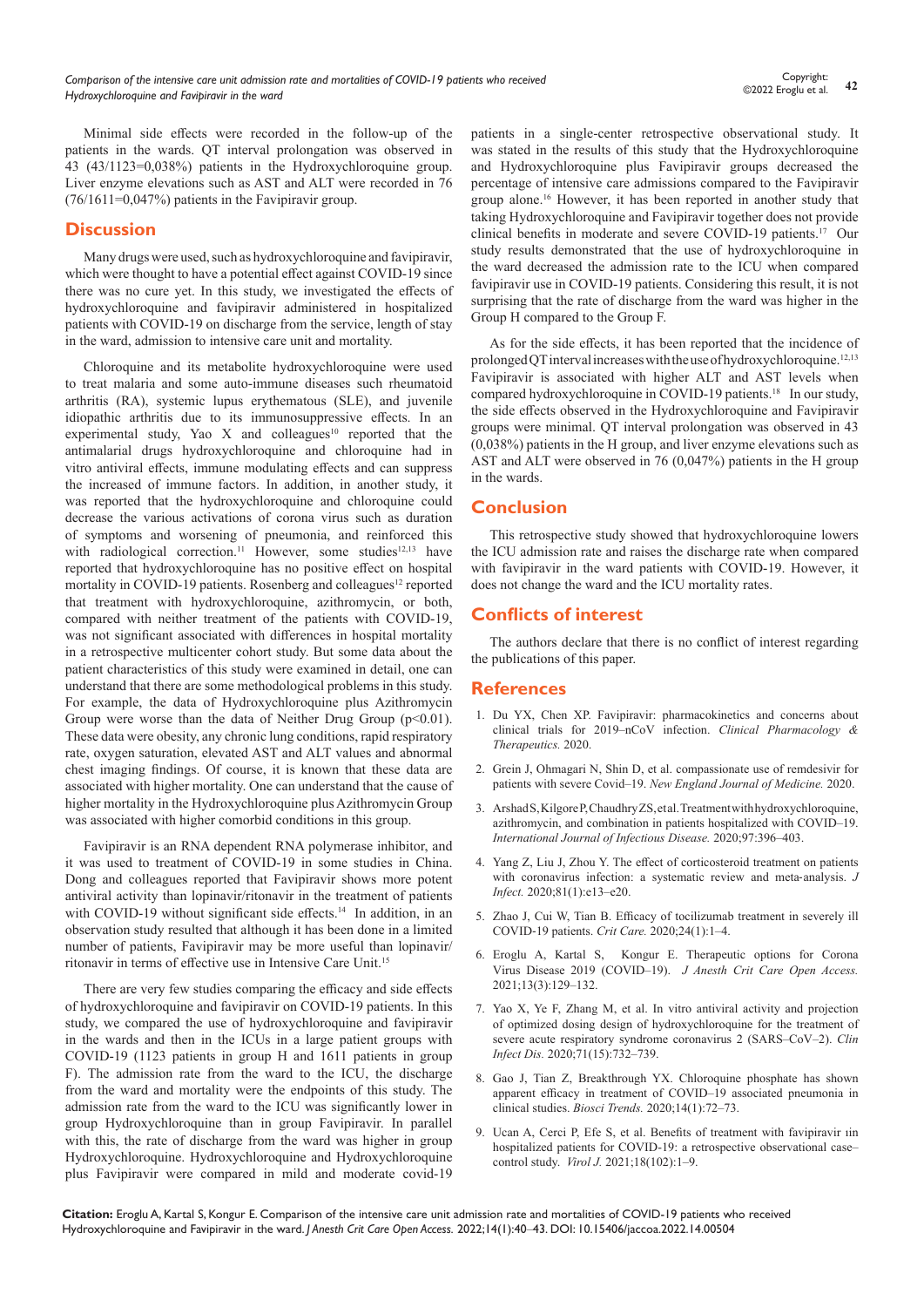Minimal side effects were recorded in the follow-up of the patients in the wards. QT interval prolongation was observed in 43 (43/1123=0,038%) patients in the Hydroxychloroquine group. Liver enzyme elevations such as AST and ALT were recorded in 76 (76/1611=0,047%) patients in the Favipiravir group.

## Discussion

Many drugs were used, such as hydroxychloroquine and favipiravir, which were thought to have a potential effect against COVID-19 since there was no cure yet. In this study, we investigated the effects of hydroxychloroquine and favipiravir administered in hospitalized patients with COVID-19 on discharge from the service, length of stay in the ward, admission to intensive care unit and mortality.

Chloroquine and its metabolite hydroxychloroquine were used to treat malaria and some auto-immune diseases such rheumatoid arthritis (RA), systemic lupus erythematous (SLE), and juvenile idiopathic arthritis due to its immunosuppressive effects. In an experimental study, Yao X and colleagues[10] reported that the antimalarial drugs hydroxychloroquine and chloroquine had in vitro antiviral effects, immune modulating effects and can suppress the increased of immune factors. In addition, in another study, it was reported that the hydroxychloroquine and chloroquine could decrease the various activations of corona virus such as duration of symptoms and worsening of pneumonia, and reinforced this with radiological correction.[11] However, some studies[12,13] have reported that hydroxychloroquine has no positive effect on hospital mortality in COVID-19 patients. Rosenberg and colleagues[12] reported that treatment with hydroxychloroquine, azithromycin, or both, compared with neither treatment of the patients with COVID-19, was not significant associated with differences in hospital mortality in a retrospective multicenter cohort study. But some data about the patient characteristics of this study were examined in detail, one can understand that there are some methodological problems in this study. For example, the data of Hydroxychloroquine plus Azithromycin Group were worse than the data of Neither Drug Group ($p<0.01$). These data were obesity, any chronic lung conditions, rapid respiratory rate, oxygen saturation, elevated AST and ALT values and abnormal chest imaging findings. Of course, it is known that these data are associated with higher mortality. One can understand that the cause of higher mortality in the Hydroxychloroquine plus Azithromycin Group was associated with higher comorbid conditions in this group.

Favipiravir is an RNA dependent RNA polymerase inhibitor, and it was used to treatment of COVID-19 in some studies in China. Dong and colleagues reported that Favipiravir shows more potent antiviral activity than lopinavir/ritonavir in the treatment of patients with COVID-19 without significant side effects.[14] In addition, in an observation study resulted that although it has been done in a limited number of patients, Favipiravir may be more useful than lopinavir/ritonavir in terms of effective use in Intensive Care Unit.[15]

There are very few studies comparing the efficacy and side effects of hydroxychloroquine and favipiravir on COVID-19 patients. In this study, we compared the use of hydroxychloroquine and favipiravir in the wards and then in the ICUs in a large patient groups with COVID-19 (1123 patients in group H and 1611 patients in group F). The admission rate from the ward to the ICU, the discharge from the ward and mortality were the endpoints of this study. The admission rate from the ward to the ICU was significantly lower in group Hydroxychloroquine than in group Favipiravir. In parallel with this, the rate of discharge from the ward was higher in group Hydroxychloroquine. Hydroxychloroquine and Hydroxychloroquine plus Favipiravir were compared in mild and moderate covid-19 patients in a single-center retrospective observational study. It was stated in the results of this study that the Hydroxychloroquine and Hydroxychloroquine plus Favipiravir groups decreased the percentage of intensive care admissions compared to the Favipiravir group alone.[16] However, it has been reported in another study that taking Hydroxychloroquine and Favipiravir together does not provide clinical benefits in moderate and severe COVID-19 patients.[17] Our study results demonstrated that the use of hydroxychloroquine in the ward decreased the admission rate to the ICU when compared favipiravir use in COVID-19 patients. Considering this result, it is not surprising that the rate of discharge from the ward was higher in the Group H compared to the Group F.

As for the side effects, it has been reported that the incidence of prolonged QT interval increases with the use of hydroxychloroquine.[12,13] Favipiravir is associated with higher ALT and AST levels when compared hydroxychloroquine in COVID-19 patients.[18] In our study, the side effects observed in the Hydroxychloroquine and Favipiravir groups were minimal. QT interval prolongation was observed in 43 (0,038%) patients in the H group, and liver enzyme elevations such as AST and ALT were observed in 76 (0,047%) patients in the H group in the wards.

## Conclusion

This retrospective study showed that hydroxychloroquine lowers the ICU admission rate and raises the discharge rate when compared with favipiravir in the ward patients with COVID-19. However, it does not change the ward and the ICU mortality rates.

## Conflicts of interest

The authors declare that there is no conflict of interest regarding the publications of this paper.

## References

1. Du YX, Chen XP. Favipiravir: pharmacokinetics and concerns about clinical trials for 2019–nCoV infection. *Clinical Pharmacology & Therapeutics.* 2020.
2. Grein J, Ohmagari N, Shin D, et al. compassionate use of remdesivir for patients with severe Covid–19. *New England Journal of Medicine.* 2020.
3. Arshad S, Kilgore P, Chaudhry ZS, et al. Treatment with hydroxychloroquine, azithromycin, and combination in patients hospitalized with COVID–19. *International Journal of Infectious Disease.* 2020;97:396–403.
4. Yang Z, Liu J, Zhou Y. The effect of corticosteroid treatment on patients with coronavirus infection: a systematic review and meta-analysis. *J Infect.* 2020;81(1):e13–e20.
5. Zhao J, Cui W, Tian B. Efficacy of tocilizumab treatment in severely ill COVID-19 patients. *Crit Care.* 2020;24(1):1–4.
6. Eroglu A, Kartal S, Kongur E. Therapeutic options for Corona Virus Disease 2019 (COVID–19). *J Anesth Crit Care Open Access.* 2021;13(3):129–132.
7. Yao X, Ye F, Zhang M, et al. In vitro antiviral activity and projection of optimized dosing design of hydroxychloroquine for the treatment of severe acute respiratory syndrome coronavirus 2 (SARS–CoV–2). *Clin Infect Dis.* 2020;71(15):732–739.
8. Gao J, Tian Z, Breakthrough YX. Chloroquine phosphate has shown apparent efficacy in treatment of COVID–19 associated pneumonia in clinical studies. *Biosci Trends.* 2020;14(1):72–73.
9. Ucan A, Cerci P, Efe S, et al. Benefits of treatment with favipiravir ıin hospitalized patients for COVID-19: a retrospective observational case–control study. *Virol J.* 2021;18(102):1–9.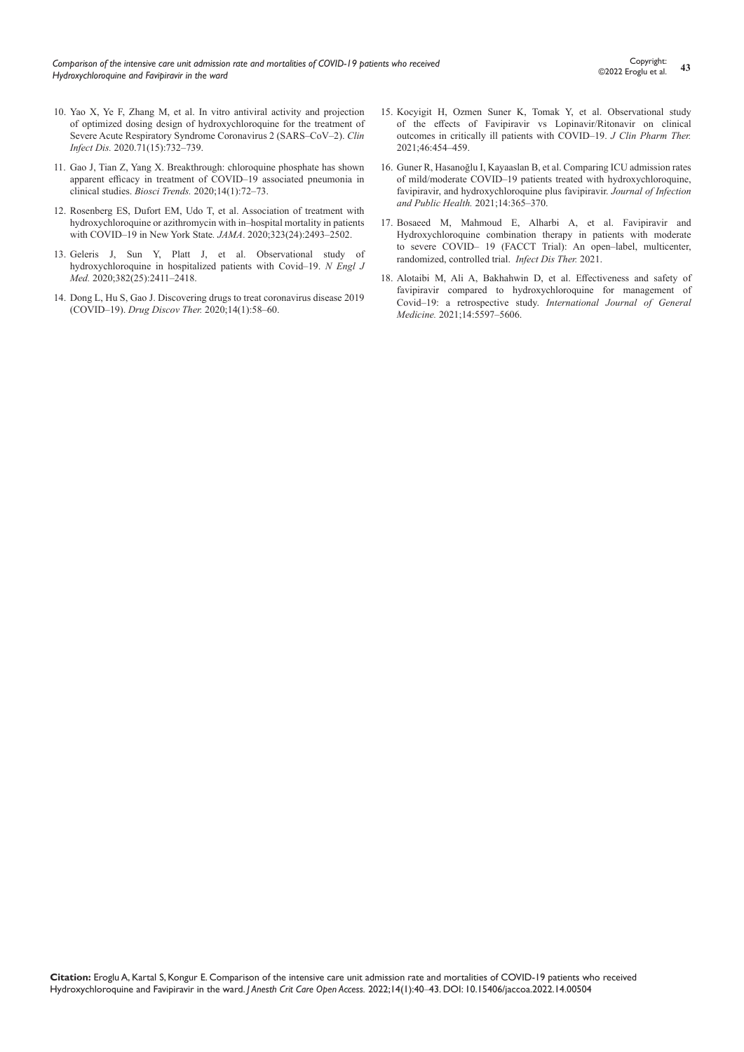10. Yao X, Ye F, Zhang M, et al. In vitro antiviral activity and projection of optimized dosing design of hydroxychloroquine for the treatment of Severe Acute Respiratory Syndrome Coronavirus 2 (SARS–CoV–2). *Clin Infect Dis.* 2020.71(15):732–739.

11. Gao J, Tian Z, Yang X. Breakthrough: chloroquine phosphate has shown apparent efficacy in treatment of COVID–19 associated pneumonia in clinical studies. *Biosci Trends.* 2020;14(1):72–73.

12. Rosenberg ES, Dufort EM, Udo T, et al. Association of treatment with hydroxychloroquine or azithromycin with in–hospital mortality in patients with COVID–19 in New York State. *JAMA*. 2020;323(24):2493–2502.

13. Geleris J, Sun Y, Platt J, et al. Observational study of hydroxychloroquine in hospitalized patients with Covid–19. *N Engl J Med.* 2020;382(25):2411–2418.

14. Dong L, Hu S, Gao J. Discovering drugs to treat coronavirus disease 2019 (COVID–19). *Drug Discov Ther.* 2020;14(1):58–60.

15. Kocyigit H, Ozmen Suner K, Tomak Y, et al. Observational study of the effects of Favipiravir vs Lopinavir/Ritonavir on clinical outcomes in critically ill patients with COVID–19. *J Clin Pharm Ther.* 2021;46:454–459.

16. Guner R, Hasanoğlu I, Kayaaslan B, et al. Comparing ICU admission rates of mild/moderate COVID–19 patients treated with hydroxychloroquine, favipiravir, and hydroxychloroquine plus favipiravir. *Journal of Infection and Public Health.* 2021;14:365–370.

17. Bosaeed M, Mahmoud E, Alharbi A, et al. Favipiravir and Hydroxychloroquine combination therapy in patients with moderate to severe COVID– 19 (FACCT Trial): An open–label, multicenter, randomized, controlled trial. *Infect Dis Ther.* 2021.

18. Alotaibi M, Ali A, Bakhahwin D, et al. Effectiveness and safety of favipiravir compared to hydroxychloroquine for management of Covid–19: a retrospective study. *International Journal of General Medicine.* 2021;14:5597–5606.